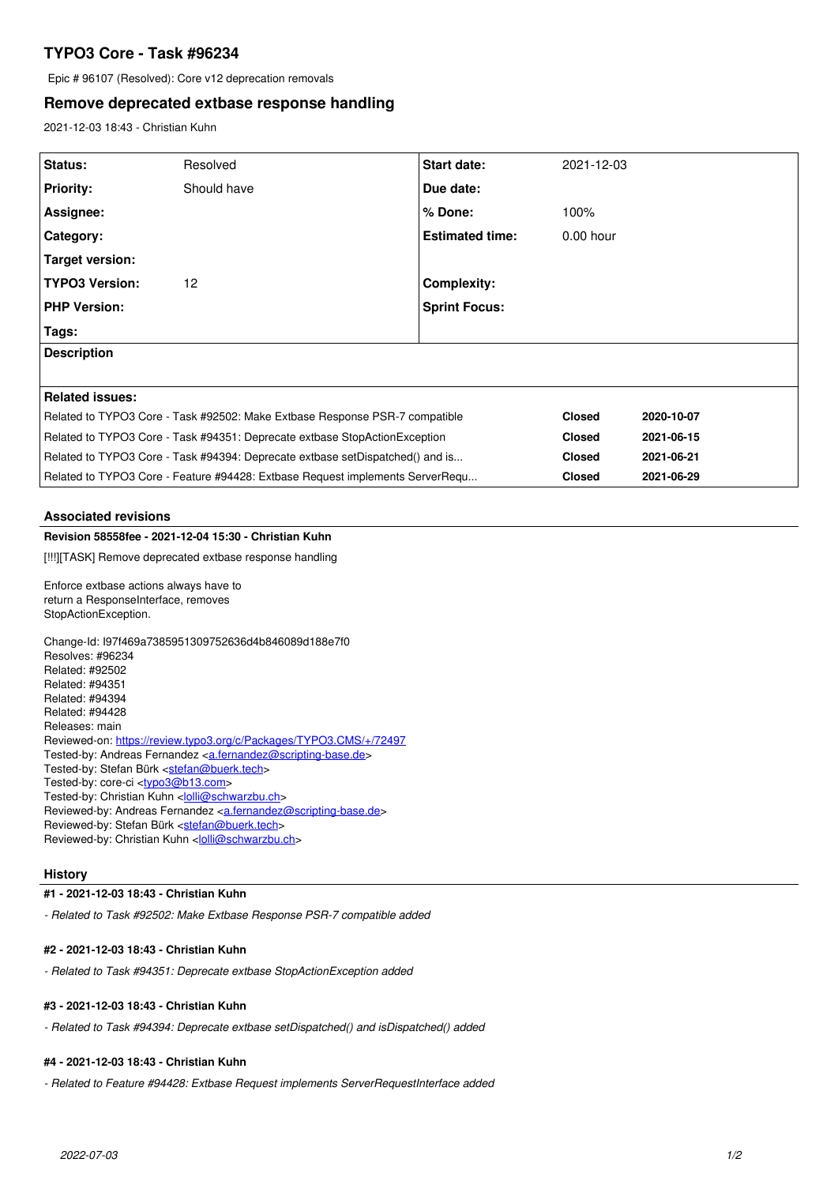# TYPO3 Core - Task #96234

Epic # 96107 (Resolved): Core v12 deprecation removals

## Remove deprecated extbase response handling

2021-12-03 18:43 - Christian Kuhn

| | | | |
|---|---|---|---|
| **Status:** | Resolved | **Start date:** | 2021-12-03 |
| **Priority:** | Should have | **Due date:** | |
| **Assignee:** | | **% Done:** | 100% |
| **Category:** | | **Estimated time:** | 0.00 hour |
| **Target version:** | | | |
| **TYPO3 Version:** | 12 | **Complexity:** | |
| **PHP Version:** | | **Sprint Focus:** | |
| **Tags:** | | | |

**Description**

**Related issues:**

| | | |
|---|---|---|
| Related to TYPO3 Core - Task #92502: Make Extbase Response PSR-7 compatible | **Closed** | **2020-10-07** |
| Related to TYPO3 Core - Task #94351: Deprecate extbase StopActionException | **Closed** | **2021-06-15** |
| Related to TYPO3 Core - Task #94394: Deprecate extbase setDispatched() and is... | **Closed** | **2021-06-21** |
| Related to TYPO3 Core - Feature #94428: Extbase Request implements ServerRequ... | **Closed** | **2021-06-29** |

### Associated revisions

**Revision 58558fee - 2021-12-04 15:30 - Christian Kuhn**

[!!!][TASK] Remove deprecated extbase response handling

Enforce extbase actions always have to
return a ResponseInterface, removes
StopActionException.

Change-Id: I97f469a7385951309752636d4b846089d188e7f0
Resolves: #96234
Related: #92502
Related: #94351
Related: #94394
Related: #94428
Releases: main
Reviewed-on: https://review.typo3.org/c/Packages/TYPO3.CMS/+/72497
Tested-by: Andreas Fernandez <a.fernandez@scripting-base.de>
Tested-by: Stefan Bürk <stefan@buerk.tech>
Tested-by: core-ci <typo3@b13.com>
Tested-by: Christian Kuhn <lolli@schwarzbu.ch>
Reviewed-by: Andreas Fernandez <a.fernandez@scripting-base.de>
Reviewed-by: Stefan Bürk <stefan@buerk.tech>
Reviewed-by: Christian Kuhn <lolli@schwarzbu.ch>

### History

**#1 - 2021-12-03 18:43 - Christian Kuhn**

*- Related to Task #92502: Make Extbase Response PSR-7 compatible added*

**#2 - 2021-12-03 18:43 - Christian Kuhn**

*- Related to Task #94351: Deprecate extbase StopActionException added*

**#3 - 2021-12-03 18:43 - Christian Kuhn**

*- Related to Task #94394: Deprecate extbase setDispatched() and isDispatched() added*

**#4 - 2021-12-03 18:43 - Christian Kuhn**

*- Related to Feature #94428: Extbase Request implements ServerRequestInterface added*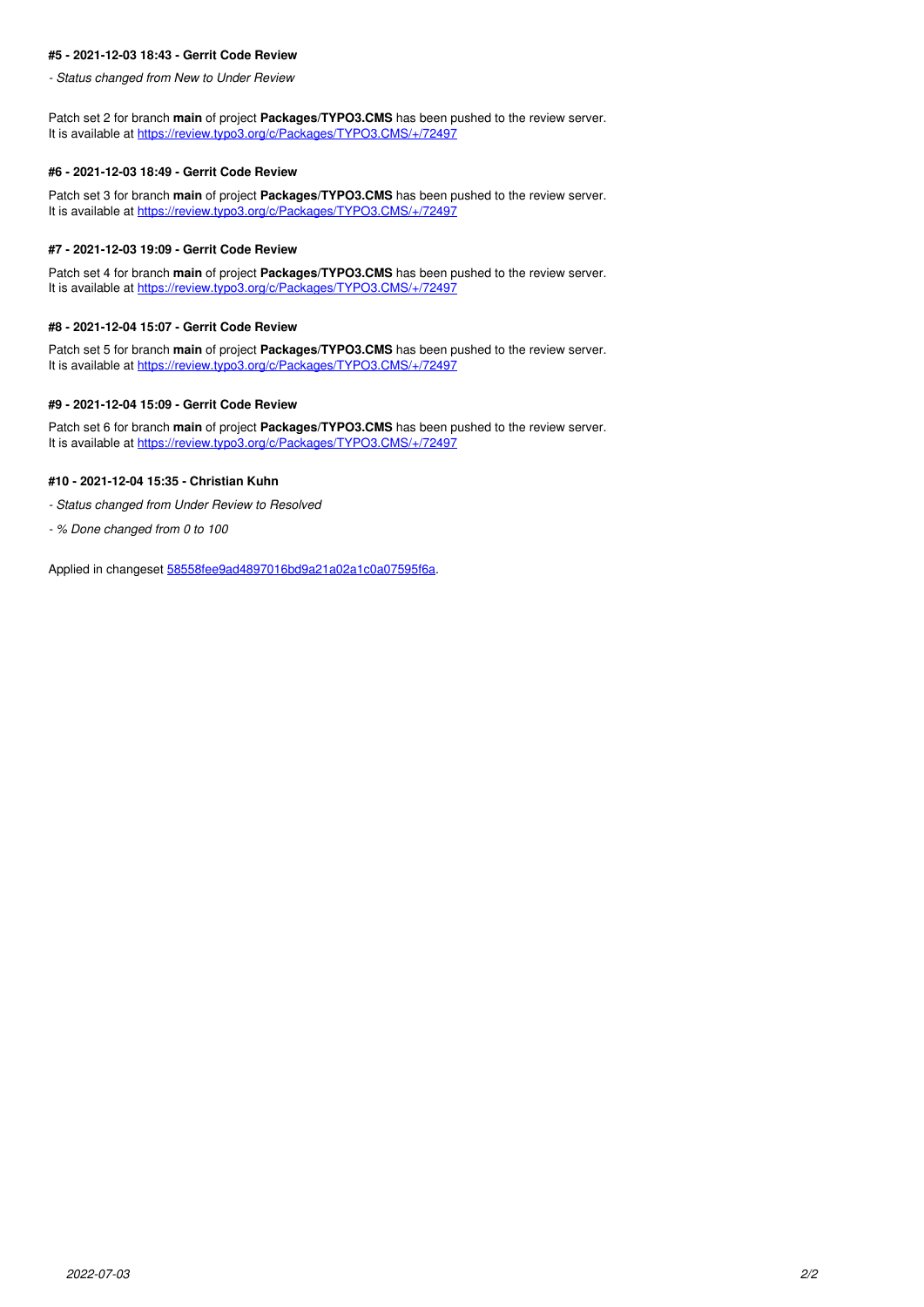#### #5 - 2021-12-03 18:43 - Gerrit Code Review

*- Status changed from New to Under Review*

Patch set 2 for branch **main** of project **Packages/TYPO3.CMS** has been pushed to the review server.
It is available at https://review.typo3.org/c/Packages/TYPO3.CMS/+/72497

#### #6 - 2021-12-03 18:49 - Gerrit Code Review

Patch set 3 for branch **main** of project **Packages/TYPO3.CMS** has been pushed to the review server.
It is available at https://review.typo3.org/c/Packages/TYPO3.CMS/+/72497

#### #7 - 2021-12-03 19:09 - Gerrit Code Review

Patch set 4 for branch **main** of project **Packages/TYPO3.CMS** has been pushed to the review server.
It is available at https://review.typo3.org/c/Packages/TYPO3.CMS/+/72497

#### #8 - 2021-12-04 15:07 - Gerrit Code Review

Patch set 5 for branch **main** of project **Packages/TYPO3.CMS** has been pushed to the review server.
It is available at https://review.typo3.org/c/Packages/TYPO3.CMS/+/72497

#### #9 - 2021-12-04 15:09 - Gerrit Code Review

Patch set 6 for branch **main** of project **Packages/TYPO3.CMS** has been pushed to the review server.
It is available at https://review.typo3.org/c/Packages/TYPO3.CMS/+/72497

#### #10 - 2021-12-04 15:35 - Christian Kuhn

*- Status changed from Under Review to Resolved*

*- % Done changed from 0 to 100*

Applied in changeset 58558fee9ad4897016bd9a21a02a1c0a07595f6a.